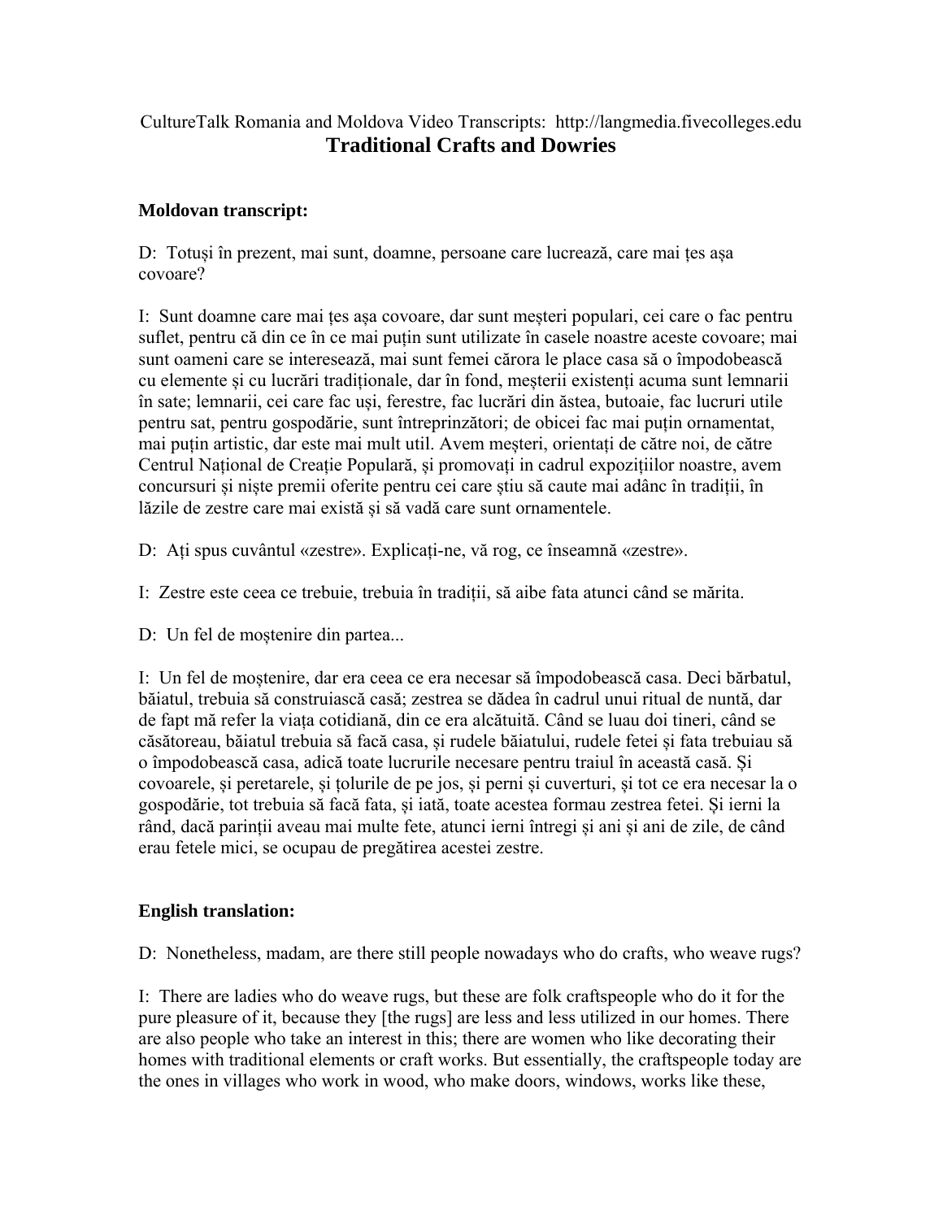CultureTalk Romania and Moldova Video Transcripts: http://langmedia.fivecolleges.edu

# Traditional Crafts and Dowries

**Moldovan transcript:**

D: Totuși în prezent, mai sunt, doamne, persoane care lucrează, care mai țes așa covoare?

I: Sunt doamne care mai țes așa covoare, dar sunt meșteri populari, cei care o fac pentru suflet, pentru că din ce în ce mai puțin sunt utilizate în casele noastre aceste covoare; mai sunt oameni care se interesează, mai sunt femei cărora le place casa să o împodobească cu elemente și cu lucrări tradiționale, dar în fond, meșterii existenți acuma sunt lemnarii în sate; lemnarii, cei care fac uși, ferestre, fac lucrări din ăstea, butoaie, fac lucruri utile pentru sat, pentru gospodărie, sunt întreprinzători; de obicei fac mai puțin ornamentat, mai puțin artistic, dar este mai mult util. Avem meșteri, orientați de către noi, de către Centrul Național de Creație Populară, și promovați in cadrul expozițiilor noastre, avem concursuri și niște premii oferite pentru cei care știu să caute mai adânc în tradiții, în lăzile de zestre care mai există și să vadă care sunt ornamentele.

D: Ați spus cuvântul «zestre». Explicați-ne, vă rog, ce înseamnă «zestre».

I: Zestre este ceea ce trebuie, trebuia în tradiții, să aibe fata atunci când se mărita.

D: Un fel de moștenire din partea...

I: Un fel de moștenire, dar era ceea ce era necesar să împodobească casa. Deci bărbatul, băiatul, trebuia să construiască casă; zestrea se dădea în cadrul unui ritual de nuntă, dar de fapt mă refer la viața cotidiană, din ce era alcătuită. Când se luau doi tineri, când se căsătoreau, băiatul trebuia să facă casa, și rudele băiatului, rudele fetei și fata trebuiau să o împodobească casa, adică toate lucrurile necesare pentru traiul în această casă. Și covoarele, și peretarele, și țolurile de pe jos, și perni și cuverturi, și tot ce era necesar la o gospodărie, tot trebuia să facă fata, și iată, toate acestea formau zestrea fetei. Și ierni la rând, dacă părinții aveau mai multe fete, atunci ierni întregi și ani și ani de zile, de când erau fetele mici, se ocupau de pregătirea acestei zestre.

**English translation:**

D: Nonetheless, madam, are there still people nowadays who do crafts, who weave rugs?

I: There are ladies who do weave rugs, but these are folk craftspeople who do it for the pure pleasure of it, because they [the rugs] are less and less utilized in our homes. There are also people who take an interest in this; there are women who like decorating their homes with traditional elements or craft works. But essentially, the craftspeople today are the ones in villages who work in wood, who make doors, windows, works like these,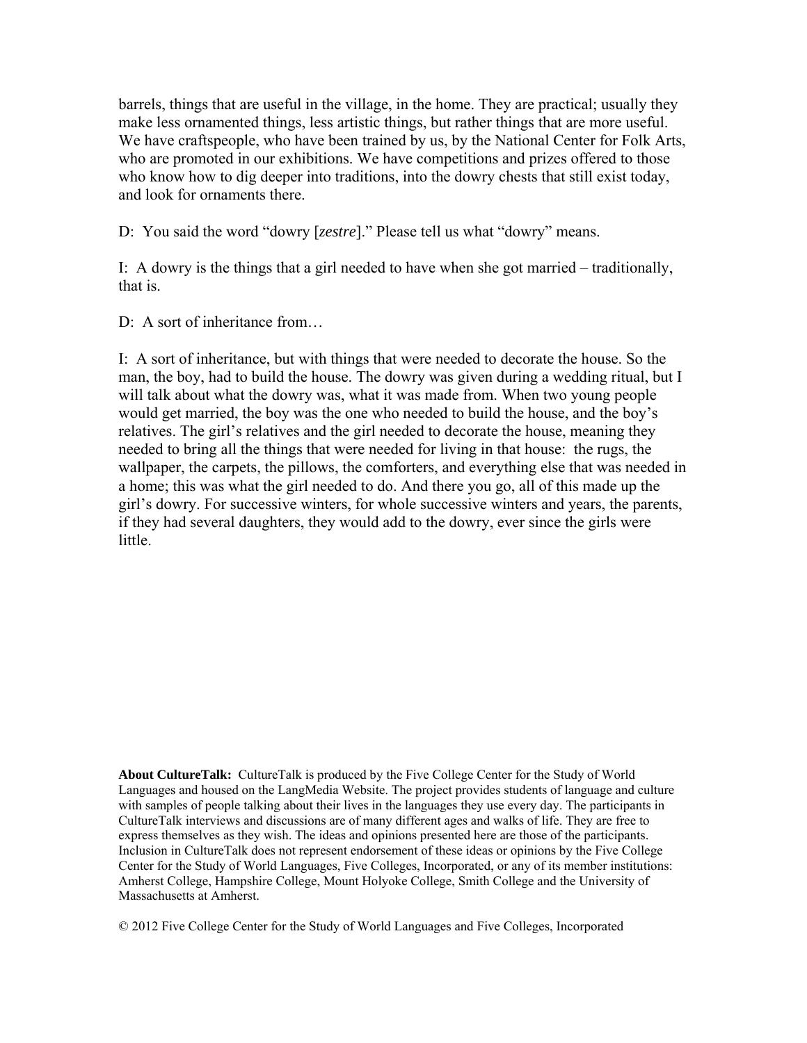barrels, things that are useful in the village, in the home. They are practical; usually they make less ornamented things, less artistic things, but rather things that are more useful. We have craftspeople, who have been trained by us, by the National Center for Folk Arts, who are promoted in our exhibitions. We have competitions and prizes offered to those who know how to dig deeper into traditions, into the dowry chests that still exist today, and look for ornaments there.

D: You said the word "dowry [*zestre*]." Please tell us what "dowry" means.

I: A dowry is the things that a girl needed to have when she got married – traditionally, that is.

D: A sort of inheritance from…

I: A sort of inheritance, but with things that were needed to decorate the house. So the man, the boy, had to build the house. The dowry was given during a wedding ritual, but I will talk about what the dowry was, what it was made from. When two young people would get married, the boy was the one who needed to build the house, and the boy's relatives. The girl's relatives and the girl needed to decorate the house, meaning they needed to bring all the things that were needed for living in that house: the rugs, the wallpaper, the carpets, the pillows, the comforters, and everything else that was needed in a home; this was what the girl needed to do. And there you go, all of this made up the girl's dowry. For successive winters, for whole successive winters and years, the parents, if they had several daughters, they would add to the dowry, ever since the girls were little.

**About CultureTalk:** CultureTalk is produced by the Five College Center for the Study of World Languages and housed on the LangMedia Website. The project provides students of language and culture with samples of people talking about their lives in the languages they use every day. The participants in CultureTalk interviews and discussions are of many different ages and walks of life. They are free to express themselves as they wish. The ideas and opinions presented here are those of the participants. Inclusion in CultureTalk does not represent endorsement of these ideas or opinions by the Five College Center for the Study of World Languages, Five Colleges, Incorporated, or any of its member institutions: Amherst College, Hampshire College, Mount Holyoke College, Smith College and the University of Massachusetts at Amherst.

© 2012 Five College Center for the Study of World Languages and Five Colleges, Incorporated